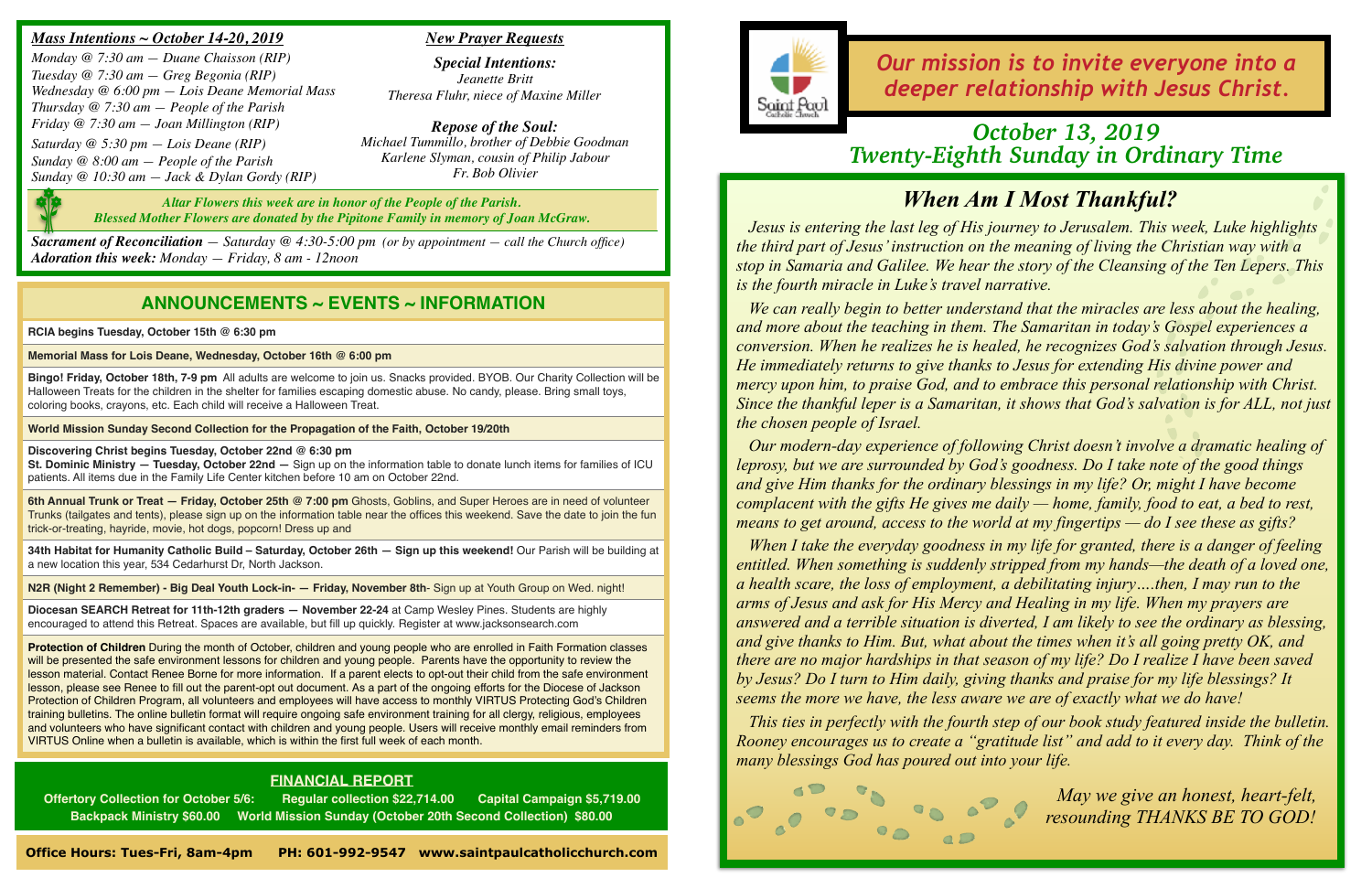### *Mass Intentions ~ October 14-20, 2019*

*Monday @ 7:30 am — Duane Chaisson (RIP)*
*Tuesday @ 7:30 am — Greg Begonia (RIP)*
*Wednesday @ 6:00 pm — Lois Deane Memorial Mass*
*Thursday @ 7:30 am — People of the Parish*
*Friday @ 7:30 am — Joan Millington (RIP)*
*Saturday @ 5:30 pm — Lois Deane (RIP)*
*Sunday @ 8:00 am — People of the Parish*
*Sunday @ 10:30 am — Jack & Dylan Gordy (RIP)*

### *New Prayer Requests*

***Special Intentions:***
*Jeanette Britt*
*Theresa Fluhr, niece of Maxine Miller*

***Repose of the Soul:***
*Michael Tummillo, brother of Debbie Goodman*
*Karlene Slyman, cousin of Philip Jabour*
*Fr. Bob Olivier*

***Altar Flowers this week are in honor of the People of the Parish.***
***Blessed Mother Flowers are donated by the Pipitone Family in memory of Joan McGraw.***

***Sacrament of Reconciliation** — Saturday @ 4:30-5:00 pm (or by appointment — call the Church office)*
***Adoration this week:** Monday — Friday, 8 am - 12noon*

## ANNOUNCEMENTS ~ EVENTS ~ INFORMATION

**RCIA begins Tuesday, October 15th @ 6:30 pm**

**Memorial Mass for Lois Deane, Wednesday, October 16th @ 6:00 pm**

**Bingo! Friday, October 18th, 7-9 pm** All adults are welcome to join us. Snacks provided. BYOB. Our Charity Collection will be Halloween Treats for the children in the shelter for families escaping domestic abuse. No candy, please. Bring small toys, coloring books, crayons, etc. Each child will receive a Halloween Treat.

**World Mission Sunday Second Collection for the Propagation of the Faith, October 19/20th**

**Discovering Christ begins Tuesday, October 22nd @ 6:30 pm**
**St. Dominic Ministry — Tuesday, October 22nd —** Sign up on the information table to donate lunch items for families of ICU patients. All items due in the Family Life Center kitchen before 10 am on October 22nd.

**6th Annual Trunk or Treat — Friday, October 25th @ 7:00 pm** Ghosts, Goblins, and Super Heroes are in need of volunteer Trunks (tailgates and tents), please sign up on the information table near the offices this weekend. Save the date to join the fun trick-or-treating, hayride, movie, hot dogs, popcorn! Dress up and

**34th Habitat for Humanity Catholic Build – Saturday, October 26th — Sign up this weekend!** Our Parish will be building at a new location this year, 534 Cedarhurst Dr, North Jackson.

**N2R (Night 2 Remember) - Big Deal Youth Lock-in- — Friday, November 8th**- Sign up at Youth Group on Wed. night!

**Diocesan SEARCH Retreat for 11th-12th graders — November 22-24** at Camp Wesley Pines. Students are highly encouraged to attend this Retreat. Spaces are available, but fill up quickly. Register at www.jacksonsearch.com

**Protection of Children** During the month of October, children and young people who are enrolled in Faith Formation classes will be presented the safe environment lessons for children and young people. Parents have the opportunity to review the lesson material. Contact Renee Borne for more information. If a parent elects to opt-out their child from the safe environment lesson, please see Renee to fill out the parent-opt out document. As a part of the ongoing efforts for the Diocese of Jackson Protection of Children Program, all volunteers and employees will have access to monthly VIRTUS Protecting God's Children training bulletins. The online bulletin format will require ongoing safe environment training for all clergy, religious, employees and volunteers who have significant contact with children and young people. Users will receive monthly email reminders from VIRTUS Online when a bulletin is available, which is within the first full week of each month.

### FINANCIAL REPORT

**Offertory Collection for October 5/6: Regular collection $22,714.00 Capital Campaign $5,719.00**
**Backpack Ministry $60.00 World Mission Sunday (October 20th Second Collection) $80.00**

**Office Hours: Tues-Fri, 8am-4pm PH: 601-992-9547 www.saintpaulcatholicchurch.com**

Saint Paul Catholic Church

*Our mission is to invite everyone into a deeper relationship with Jesus Christ.*

# *October 13, 2019*
# *Twenty-Eighth Sunday in Ordinary Time*

## *When Am I Most Thankful?*

*Jesus is entering the last leg of His journey to Jerusalem. This week, Luke highlights the third part of Jesus' instruction on the meaning of living the Christian way with a stop in Samaria and Galilee. We hear the story of the Cleansing of the Ten Lepers. This is the fourth miracle in Luke's travel narrative.*

*We can really begin to better understand that the miracles are less about the healing, and more about the teaching in them. The Samaritan in today's Gospel experiences a conversion. When he realizes he is healed, he recognizes God's salvation through Jesus. He immediately returns to give thanks to Jesus for extending His divine power and mercy upon him, to praise God, and to embrace this personal relationship with Christ. Since the thankful leper is a Samaritan, it shows that God's salvation is for ALL, not just the chosen people of Israel.*

*Our modern-day experience of following Christ doesn't involve a dramatic healing of leprosy, but we are surrounded by God's goodness. Do I take note of the good things and give Him thanks for the ordinary blessings in my life? Or, might I have become complacent with the gifts He gives me daily — home, family, food to eat, a bed to rest, means to get around, access to the world at my fingertips — do I see these as gifts?*

*When I take the everyday goodness in my life for granted, there is a danger of feeling entitled. When something is suddenly stripped from my hands—the death of a loved one, a health scare, the loss of employment, a debilitating injury….then, I may run to the arms of Jesus and ask for His Mercy and Healing in my life. When my prayers are answered and a terrible situation is diverted, I am likely to see the ordinary as blessing, and give thanks to Him. But, what about the times when it's all going pretty OK, and there are no major hardships in that season of my life? Do I realize I have been saved by Jesus? Do I turn to Him daily, giving thanks and praise for my life blessings? It seems the more we have, the less aware we are of exactly what we do have!*

*This ties in perfectly with the fourth step of our book study featured inside the bulletin. Rooney encourages us to create a "gratitude list" and add to it every day. Think of the many blessings God has poured out into your life.*

*May we give an honest, heart-felt, resounding THANKS BE TO GOD!*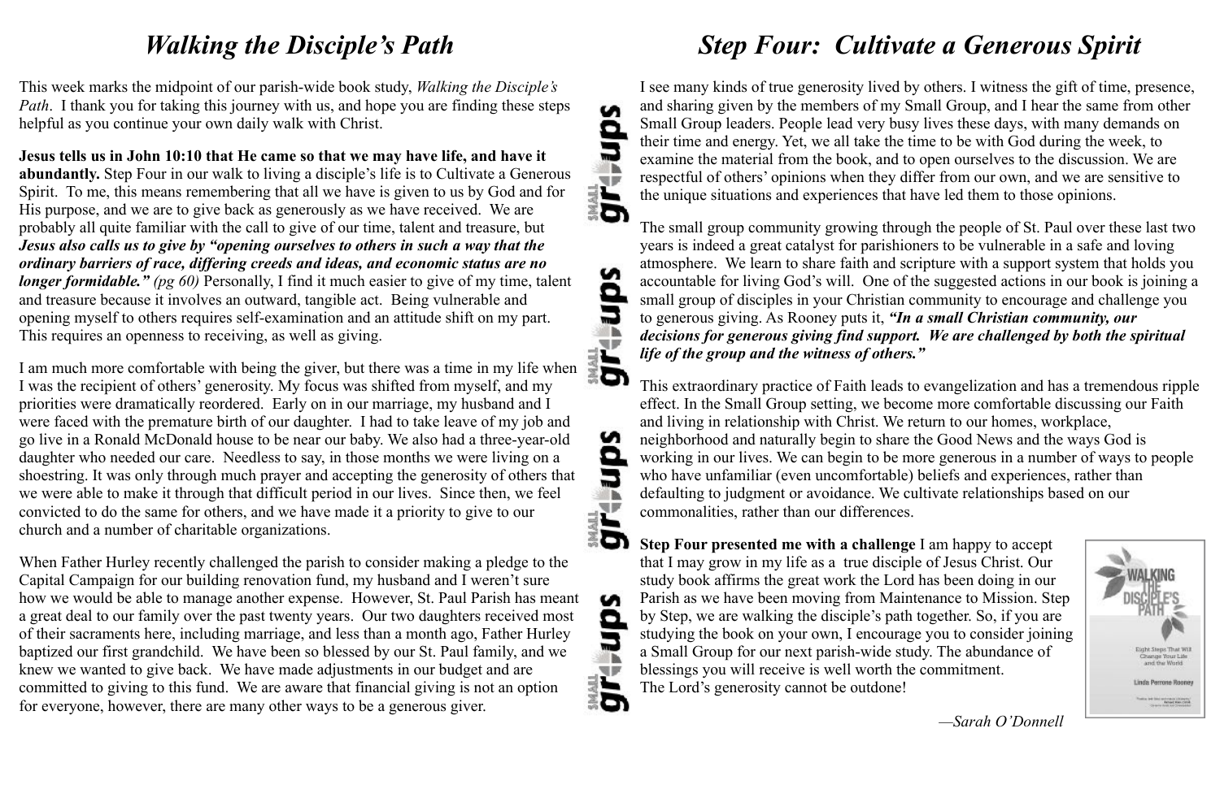# Walking the Disciple's Path

This week marks the midpoint of our parish-wide book study, *Walking the Disciple's Path*. I thank you for taking this journey with us, and hope you are finding these steps helpful as you continue your own daily walk with Christ.

**Jesus tells us in John 10:10 that He came so that we may have life, and have it abundantly.** Step Four in our walk to living a disciple's life is to Cultivate a Generous Spirit. To me, this means remembering that all we have is given to us by God and for His purpose, and we are to give back as generously as we have received. We are probably all quite familiar with the call to give of our time, talent and treasure, but ***Jesus also calls us to give by "opening ourselves to others in such a way that the ordinary barriers of race, differing creeds and ideas, and economic status are no longer formidable."*** *(pg 60)* Personally, I find it much easier to give of my time, talent and treasure because it involves an outward, tangible act. Being vulnerable and opening myself to others requires self-examination and an attitude shift on my part. This requires an openness to receiving, as well as giving.

I am much more comfortable with being the giver, but there was a time in my life when I was the recipient of others' generosity. My focus was shifted from myself, and my priorities were dramatically reordered. Early on in our marriage, my husband and I were faced with the premature birth of our daughter. I had to take leave of my job and go live in a Ronald McDonald house to be near our baby. We also had a three-year-old daughter who needed our care. Needless to say, in those months we were living on a shoestring. It was only through much prayer and accepting the generosity of others that we were able to make it through that difficult period in our lives. Since then, we feel convicted to do the same for others, and we have made it a priority to give to our church and a number of charitable organizations.

When Father Hurley recently challenged the parish to consider making a pledge to the Capital Campaign for our building renovation fund, my husband and I weren't sure how we would be able to manage another expense. However, St. Paul Parish has meant a great deal to our family over the past twenty years. Our two daughters received most of their sacraments here, including marriage, and less than a month ago, Father Hurley baptized our first grandchild. We have been so blessed by our St. Paul family, and we knew we wanted to give back. We have made adjustments in our budget and are committed to giving to this fund. We are aware that financial giving is not an option for everyone, however, there are many other ways to be a generous giver.

# Step Four: Cultivate a Generous Spirit

I see many kinds of true generosity lived by others. I witness the gift of time, presence, and sharing given by the members of my Small Group, and I hear the same from other Small Group leaders. People lead very busy lives these days, with many demands on their time and energy. Yet, we all take the time to be with God during the week, to examine the material from the book, and to open ourselves to the discussion. We are respectful of others' opinions when they differ from our own, and we are sensitive to the unique situations and experiences that have led them to those opinions.

The small group community growing through the people of St. Paul over these last two years is indeed a great catalyst for parishioners to be vulnerable in a safe and loving atmosphere. We learn to share faith and scripture with a support system that holds you accountable for living God's will. One of the suggested actions in our book is joining a small group of disciples in your Christian community to encourage and challenge you to generous giving. As Rooney puts it, ***"In a small Christian community, our decisions for generous giving find support. We are challenged by both the spiritual life of the group and the witness of others."***

This extraordinary practice of Faith leads to evangelization and has a tremendous ripple effect. In the Small Group setting, we become more comfortable discussing our Faith and living in relationship with Christ. We return to our homes, workplace, neighborhood and naturally begin to share the Good News and the ways God is working in our lives. We can begin to be more generous in a number of ways to people who have unfamiliar (even uncomfortable) beliefs and experiences, rather than defaulting to judgment or avoidance. We cultivate relationships based on our commonalities, rather than our differences.

**Step Four presented me with a challenge** I am happy to accept that I may grow in my life as a true disciple of Jesus Christ. Our study book affirms the great work the Lord has been doing in our Parish as we have been moving from Maintenance to Mission. Step by Step, we are walking the disciple's path together. So, if you are studying the book on your own, I encourage you to consider joining a Small Group for our next parish-wide study. The abundance of blessings you will receive is well worth the commitment. The Lord's generosity cannot be outdone!

*—Sarah O'Donnell*